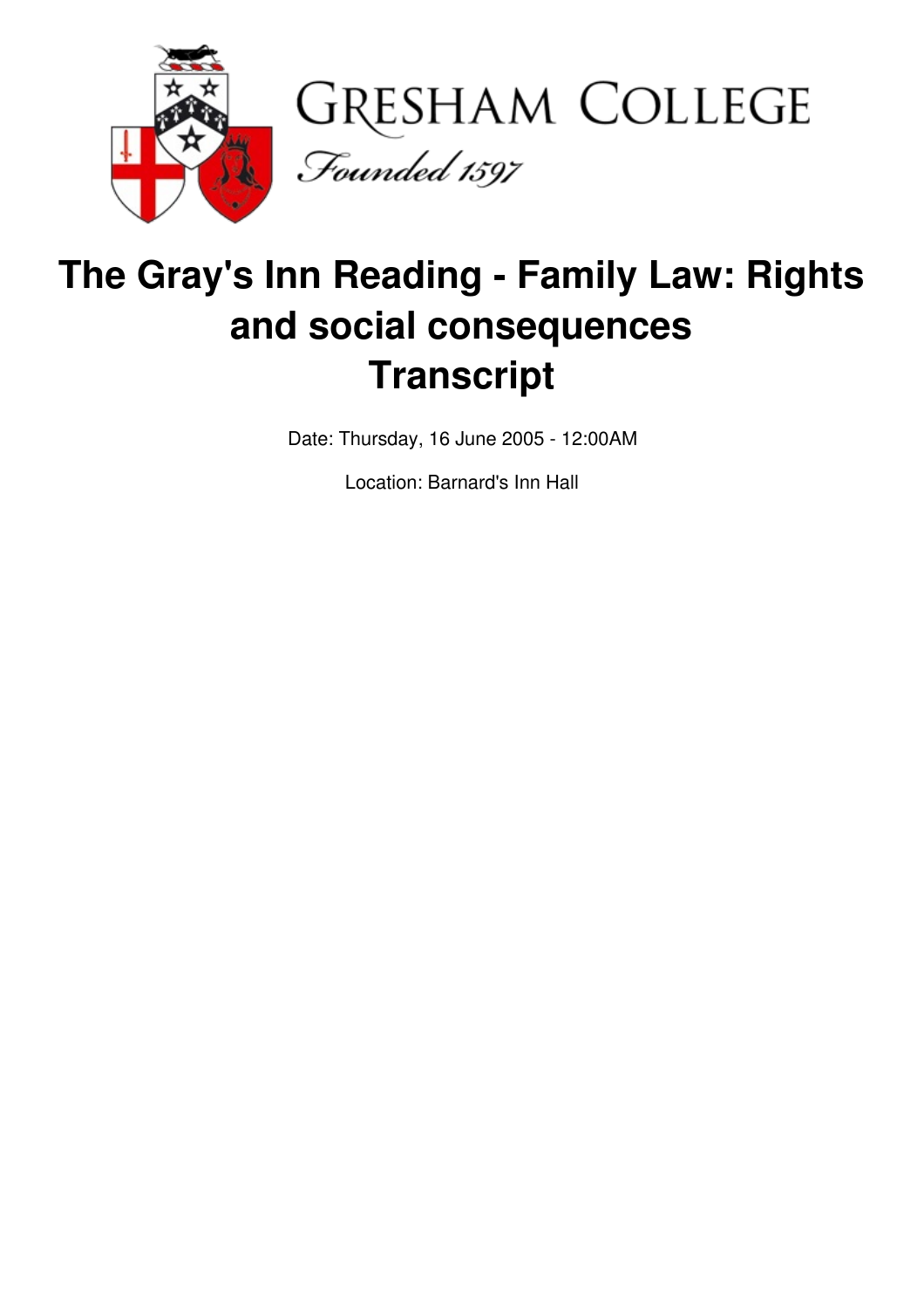# The Gray's Inn Reading - Family Law: Rights and social consequences Transcript

Date: Thursday, 16 June 2005 - 12:00AM

Location: Barnard's Inn Hall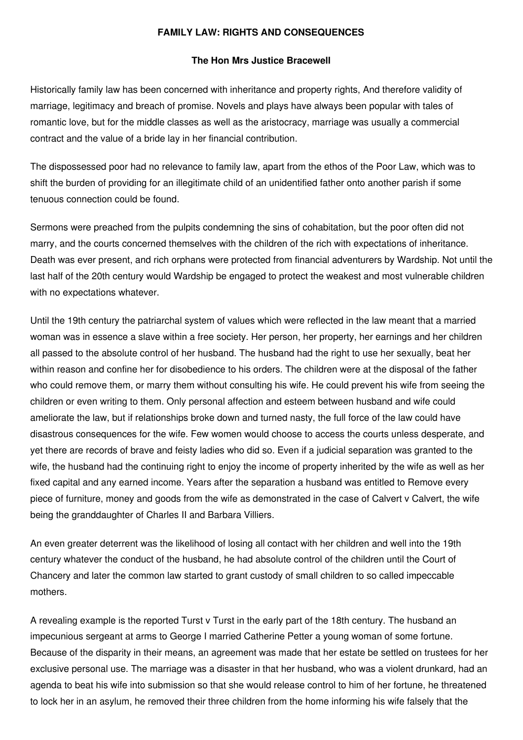**FAMILY LAW: RIGHTS AND CONSEQUENCES**

**The Hon Mrs Justice Bracewell**

Historically family law has been concerned with inheritance and property rights, And therefore validity of marriage, legitimacy and breach of promise. Novels and plays have always been popular with tales of romantic love, but for the middle classes as well as the aristocracy, marriage was usually a commercial contract and the value of a bride lay in her financial contribution.

The dispossessed poor had no relevance to family law, apart from the ethos of the Poor Law, which was to shift the burden of providing for an illegitimate child of an unidentified father onto another parish if some tenuous connection could be found.

Sermons were preached from the pulpits condemning the sins of cohabitation, but the poor often did not marry, and the courts concerned themselves with the children of the rich with expectations of inheritance. Death was ever present, and rich orphans were protected from financial adventurers by Wardship. Not until the last half of the 20th century would Wardship be engaged to protect the weakest and most vulnerable children with no expectations whatever.

Until the 19th century the patriarchal system of values which were reflected in the law meant that a married woman was in essence a slave within a free society. Her person, her property, her earnings and her children all passed to the absolute control of her husband. The husband had the right to use her sexually, beat her within reason and confine her for disobedience to his orders. The children were at the disposal of the father who could remove them, or marry them without consulting his wife. He could prevent his wife from seeing the children or even writing to them. Only personal affection and esteem between husband and wife could ameliorate the law, but if relationships broke down and turned nasty, the full force of the law could have disastrous consequences for the wife. Few women would choose to access the courts unless desperate, and yet there are records of brave and feisty ladies who did so. Even if a judicial separation was granted to the wife, the husband had the continuing right to enjoy the income of property inherited by the wife as well as her fixed capital and any earned income. Years after the separation a husband was entitled to Remove every piece of furniture, money and goods from the wife as demonstrated in the case of Calvert v Calvert, the wife being the granddaughter of Charles II and Barbara Villiers.

An even greater deterrent was the likelihood of losing all contact with her children and well into the 19th century whatever the conduct of the husband, he had absolute control of the children until the Court of Chancery and later the common law started to grant custody of small children to so called impeccable mothers.

A revealing example is the reported Turst v Turst in the early part of the 18th century. The husband an impecunious sergeant at arms to George I married Catherine Petter a young woman of some fortune. Because of the disparity in their means, an agreement was made that her estate be settled on trustees for her exclusive personal use. The marriage was a disaster in that her husband, who was a violent drunkard, had an agenda to beat his wife into submission so that she would release control to him of her fortune, he threatened to lock her in an asylum, he removed their three children from the home informing his wife falsely that the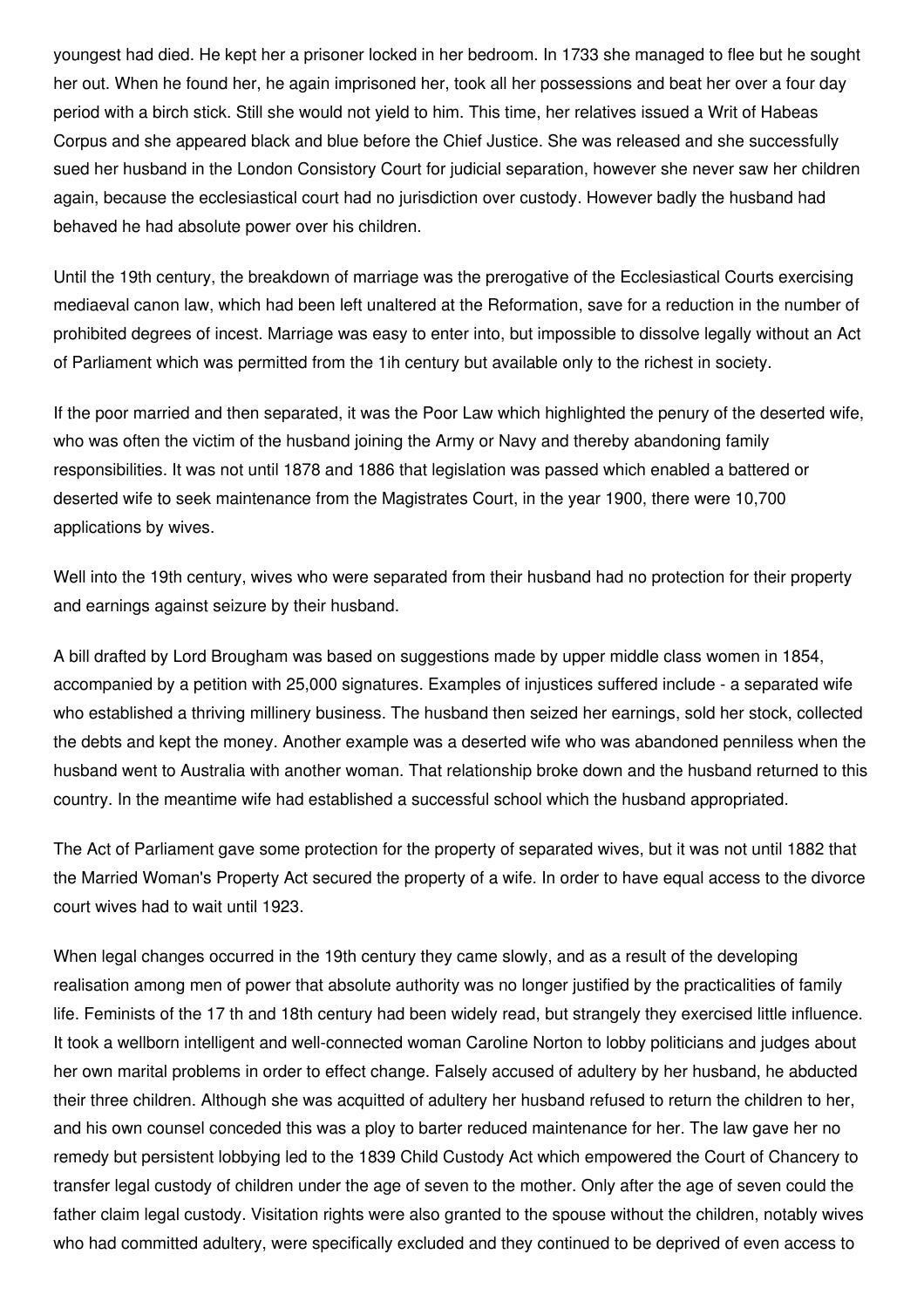youngest had died. He kept her a prisoner locked in her bedroom. In 1733 she managed to flee but he sought her out. When he found her, he again imprisoned her, took all her possessions and beat her over a four day period with a birch stick. Still she would not yield to him. This time, her relatives issued a Writ of Habeas Corpus and she appeared black and blue before the Chief Justice. She was released and she successfully sued her husband in the London Consistory Court for judicial separation, however she never saw her children again, because the ecclesiastical court had no jurisdiction over custody. However badly the husband had behaved he had absolute power over his children.

Until the 19th century, the breakdown of marriage was the prerogative of the Ecclesiastical Courts exercising mediaeval canon law, which had been left unaltered at the Reformation, save for a reduction in the number of prohibited degrees of incest. Marriage was easy to enter into, but impossible to dissolve legally without an Act of Parliament which was permitted from the 1ih century but available only to the richest in society.

If the poor married and then separated, it was the Poor Law which highlighted the penury of the deserted wife, who was often the victim of the husband joining the Army or Navy and thereby abandoning family responsibilities. It was not until 1878 and 1886 that legislation was passed which enabled a battered or deserted wife to seek maintenance from the Magistrates Court, in the year 1900, there were 10,700 applications by wives.

Well into the 19th century, wives who were separated from their husband had no protection for their property and earnings against seizure by their husband.

A bill drafted by Lord Brougham was based on suggestions made by upper middle class women in 1854, accompanied by a petition with 25,000 signatures. Examples of injustices suffered include - a separated wife who established a thriving millinery business. The husband then seized her earnings, sold her stock, collected the debts and kept the money. Another example was a deserted wife who was abandoned penniless when the husband went to Australia with another woman. That relationship broke down and the husband returned to this country. In the meantime wife had established a successful school which the husband appropriated.

The Act of Parliament gave some protection for the property of separated wives, but it was not until 1882 that the Married Woman's Property Act secured the property of a wife. In order to have equal access to the divorce court wives had to wait until 1923.

When legal changes occurred in the 19th century they came slowly, and as a result of the developing realisation among men of power that absolute authority was no longer justified by the practicalities of family life. Feminists of the 17 th and 18th century had been widely read, but strangely they exercised little influence. It took a wellborn intelligent and well-connected woman Caroline Norton to lobby politicians and judges about her own marital problems in order to effect change. Falsely accused of adultery by her husband, he abducted their three children. Although she was acquitted of adultery her husband refused to return the children to her, and his own counsel conceded this was a ploy to barter reduced maintenance for her. The law gave her no remedy but persistent lobbying led to the 1839 Child Custody Act which empowered the Court of Chancery to transfer legal custody of children under the age of seven to the mother. Only after the age of seven could the father claim legal custody. Visitation rights were also granted to the spouse without the children, notably wives who had committed adultery, were specifically excluded and they continued to be deprived of even access to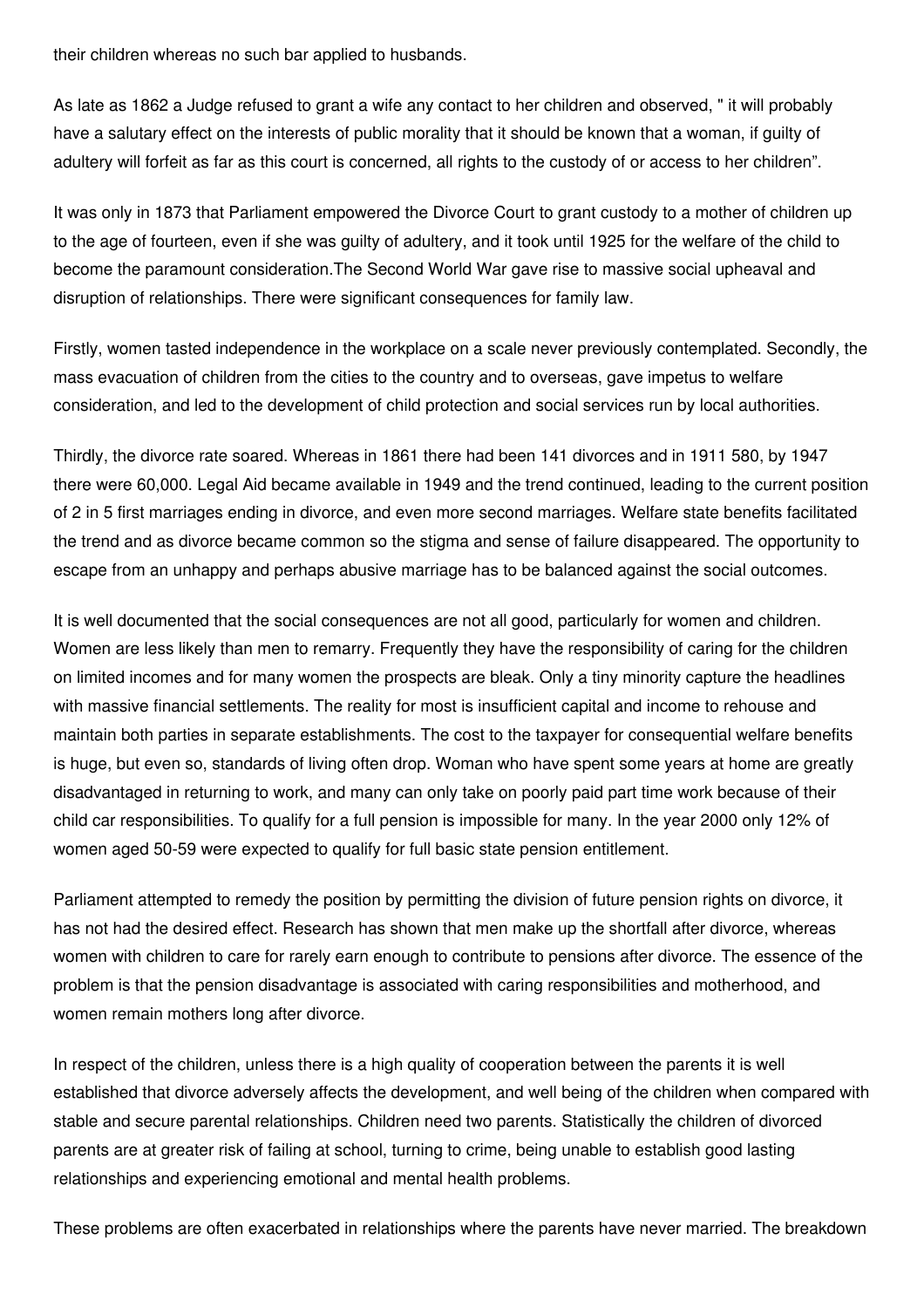their children whereas no such bar applied to husbands.

As late as 1862 a Judge refused to grant a wife any contact to her children and observed, " it will probably have a salutary effect on the interests of public morality that it should be known that a woman, if guilty of adultery will forfeit as far as this court is concerned, all rights to the custody of or access to her children".

It was only in 1873 that Parliament empowered the Divorce Court to grant custody to a mother of children up to the age of fourteen, even if she was guilty of adultery, and it took until 1925 for the welfare of the child to become the paramount consideration.The Second World War gave rise to massive social upheaval and disruption of relationships. There were significant consequences for family law.

Firstly, women tasted independence in the workplace on a scale never previously contemplated. Secondly, the mass evacuation of children from the cities to the country and to overseas, gave impetus to welfare consideration, and led to the development of child protection and social services run by local authorities.

Thirdly, the divorce rate soared. Whereas in 1861 there had been 141 divorces and in 1911 580, by 1947 there were 60,000. Legal Aid became available in 1949 and the trend continued, leading to the current position of 2 in 5 first marriages ending in divorce, and even more second marriages. Welfare state benefits facilitated the trend and as divorce became common so the stigma and sense of failure disappeared. The opportunity to escape from an unhappy and perhaps abusive marriage has to be balanced against the social outcomes.

It is well documented that the social consequences are not all good, particularly for women and children. Women are less likely than men to remarry. Frequently they have the responsibility of caring for the children on limited incomes and for many women the prospects are bleak. Only a tiny minority capture the headlines with massive financial settlements. The reality for most is insufficient capital and income to rehouse and maintain both parties in separate establishments. The cost to the taxpayer for consequential welfare benefits is huge, but even so, standards of living often drop. Woman who have spent some years at home are greatly disadvantaged in returning to work, and many can only take on poorly paid part time work because of their child car responsibilities. To qualify for a full pension is impossible for many. In the year 2000 only 12% of women aged 50-59 were expected to qualify for full basic state pension entitlement.

Parliament attempted to remedy the position by permitting the division of future pension rights on divorce, it has not had the desired effect. Research has shown that men make up the shortfall after divorce, whereas women with children to care for rarely earn enough to contribute to pensions after divorce. The essence of the problem is that the pension disadvantage is associated with caring responsibilities and motherhood, and women remain mothers long after divorce.

In respect of the children, unless there is a high quality of cooperation between the parents it is well established that divorce adversely affects the development, and well being of the children when compared with stable and secure parental relationships. Children need two parents. Statistically the children of divorced parents are at greater risk of failing at school, turning to crime, being unable to establish good lasting relationships and experiencing emotional and mental health problems.

These problems are often exacerbated in relationships where the parents have never married. The breakdown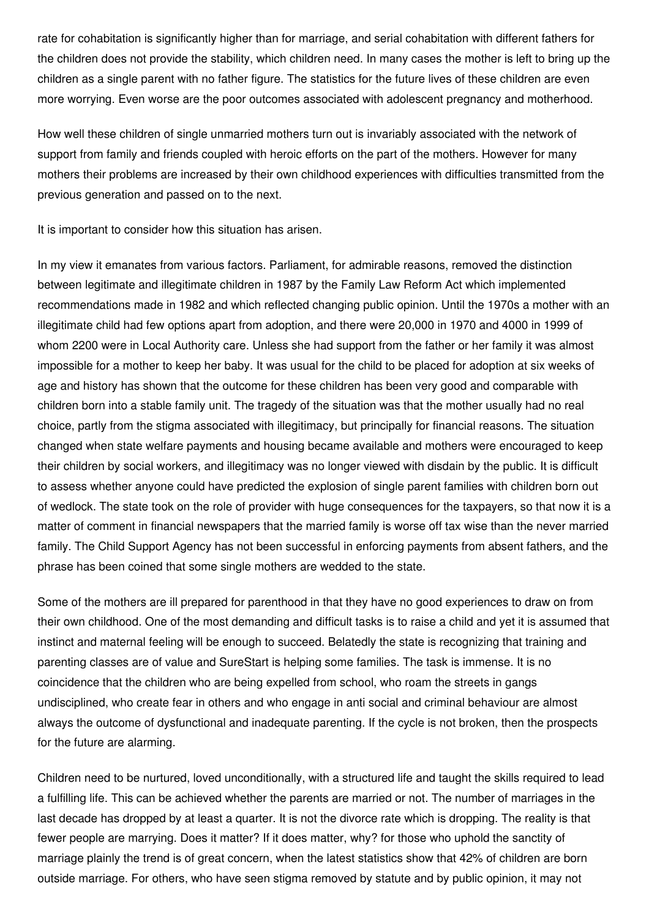rate for cohabitation is significantly higher than for marriage, and serial cohabitation with different fathers for the children does not provide the stability, which children need. In many cases the mother is left to bring up the children as a single parent with no father figure. The statistics for the future lives of these children are even more worrying. Even worse are the poor outcomes associated with adolescent pregnancy and motherhood.

How well these children of single unmarried mothers turn out is invariably associated with the network of support from family and friends coupled with heroic efforts on the part of the mothers. However for many mothers their problems are increased by their own childhood experiences with difficulties transmitted from the previous generation and passed on to the next.

It is important to consider how this situation has arisen.

In my view it emanates from various factors. Parliament, for admirable reasons, removed the distinction between legitimate and illegitimate children in 1987 by the Family Law Reform Act which implemented recommendations made in 1982 and which reflected changing public opinion. Until the 1970s a mother with an illegitimate child had few options apart from adoption, and there were 20,000 in 1970 and 4000 in 1999 of whom 2200 were in Local Authority care. Unless she had support from the father or her family it was almost impossible for a mother to keep her baby. It was usual for the child to be placed for adoption at six weeks of age and history has shown that the outcome for these children has been very good and comparable with children born into a stable family unit. The tragedy of the situation was that the mother usually had no real choice, partly from the stigma associated with illegitimacy, but principally for financial reasons. The situation changed when state welfare payments and housing became available and mothers were encouraged to keep their children by social workers, and illegitimacy was no longer viewed with disdain by the public. It is difficult to assess whether anyone could have predicted the explosion of single parent families with children born out of wedlock. The state took on the role of provider with huge consequences for the taxpayers, so that now it is a matter of comment in financial newspapers that the married family is worse off tax wise than the never married family. The Child Support Agency has not been successful in enforcing payments from absent fathers, and the phrase has been coined that some single mothers are wedded to the state.

Some of the mothers are ill prepared for parenthood in that they have no good experiences to draw on from their own childhood. One of the most demanding and difficult tasks is to raise a child and yet it is assumed that instinct and maternal feeling will be enough to succeed. Belatedly the state is recognizing that training and parenting classes are of value and SureStart is helping some families. The task is immense. It is no coincidence that the children who are being expelled from school, who roam the streets in gangs undisciplined, who create fear in others and who engage in anti social and criminal behaviour are almost always the outcome of dysfunctional and inadequate parenting. If the cycle is not broken, then the prospects for the future are alarming.

Children need to be nurtured, loved unconditionally, with a structured life and taught the skills required to lead a fulfilling life. This can be achieved whether the parents are married or not. The number of marriages in the last decade has dropped by at least a quarter. It is not the divorce rate which is dropping. The reality is that fewer people are marrying. Does it matter? If it does matter, why? for those who uphold the sanctity of marriage plainly the trend is of great concern, when the latest statistics show that 42% of children are born outside marriage. For others, who have seen stigma removed by statute and by public opinion, it may not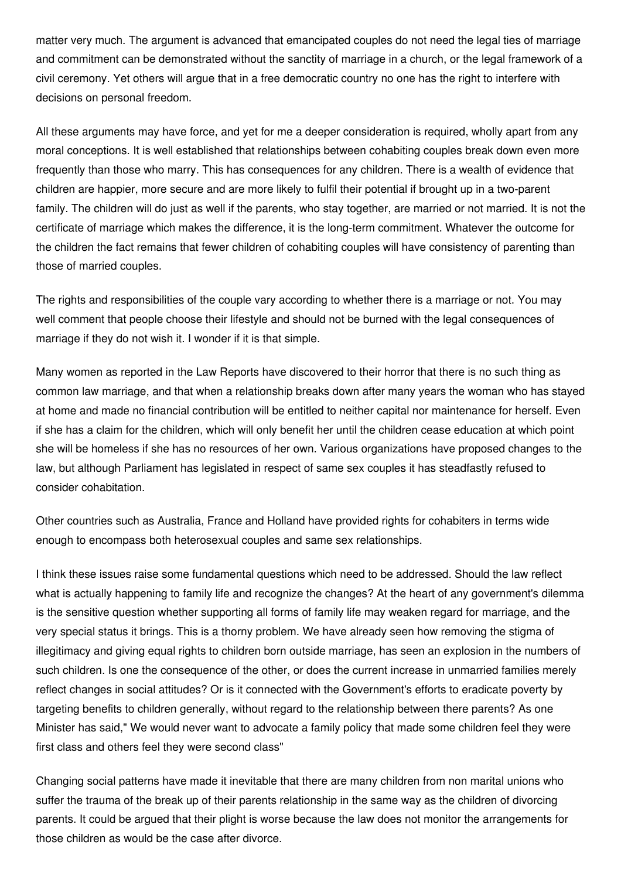matter very much. The argument is advanced that emancipated couples do not need the legal ties of marriage and commitment can be demonstrated without the sanctity of marriage in a church, or the legal framework of a civil ceremony. Yet others will argue that in a free democratic country no one has the right to interfere with decisions on personal freedom.

All these arguments may have force, and yet for me a deeper consideration is required, wholly apart from any moral conceptions. It is well established that relationships between cohabiting couples break down even more frequently than those who marry. This has consequences for any children. There is a wealth of evidence that children are happier, more secure and are more likely to fulfil their potential if brought up in a two-parent family. The children will do just as well if the parents, who stay together, are married or not married. It is not the certificate of marriage which makes the difference, it is the long-term commitment. Whatever the outcome for the children the fact remains that fewer children of cohabiting couples will have consistency of parenting than those of married couples.

The rights and responsibilities of the couple vary according to whether there is a marriage or not. You may well comment that people choose their lifestyle and should not be burned with the legal consequences of marriage if they do not wish it. I wonder if it is that simple.

Many women as reported in the Law Reports have discovered to their horror that there is no such thing as common law marriage, and that when a relationship breaks down after many years the woman who has stayed at home and made no financial contribution will be entitled to neither capital nor maintenance for herself. Even if she has a claim for the children, which will only benefit her until the children cease education at which point she will be homeless if she has no resources of her own. Various organizations have proposed changes to the law, but although Parliament has legislated in respect of same sex couples it has steadfastly refused to consider cohabitation.

Other countries such as Australia, France and Holland have provided rights for cohabiters in terms wide enough to encompass both heterosexual couples and same sex relationships.

I think these issues raise some fundamental questions which need to be addressed. Should the law reflect what is actually happening to family life and recognize the changes? At the heart of any government's dilemma is the sensitive question whether supporting all forms of family life may weaken regard for marriage, and the very special status it brings. This is a thorny problem. We have already seen how removing the stigma of illegitimacy and giving equal rights to children born outside marriage, has seen an explosion in the numbers of such children. Is one the consequence of the other, or does the current increase in unmarried families merely reflect changes in social attitudes? Or is it connected with the Government's efforts to eradicate poverty by targeting benefits to children generally, without regard to the relationship between there parents? As one Minister has said," We would never want to advocate a family policy that made some children feel they were first class and others feel they were second class"

Changing social patterns have made it inevitable that there are many children from non marital unions who suffer the trauma of the break up of their parents relationship in the same way as the children of divorcing parents. It could be argued that their plight is worse because the law does not monitor the arrangements for those children as would be the case after divorce.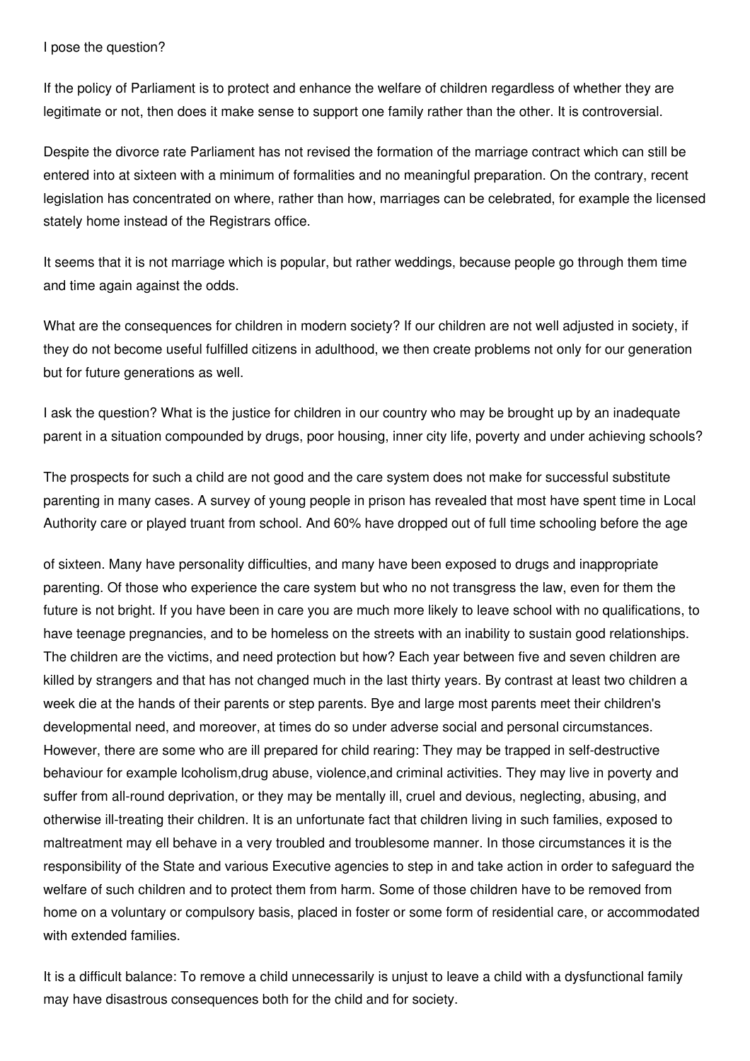I pose the question?

If the policy of Parliament is to protect and enhance the welfare of children regardless of whether they are legitimate or not, then does it make sense to support one family rather than the other. It is controversial.

Despite the divorce rate Parliament has not revised the formation of the marriage contract which can still be entered into at sixteen with a minimum of formalities and no meaningful preparation. On the contrary, recent legislation has concentrated on where, rather than how, marriages can be celebrated, for example the licensed stately home instead of the Registrars office.

It seems that it is not marriage which is popular, but rather weddings, because people go through them time and time again against the odds.

What are the consequences for children in modern society? If our children are not well adjusted in society, if they do not become useful fulfilled citizens in adulthood, we then create problems not only for our generation but for future generations as well.

I ask the question? What is the justice for children in our country who may be brought up by an inadequate parent in a situation compounded by drugs, poor housing, inner city life, poverty and under achieving schools?

The prospects for such a child are not good and the care system does not make for successful substitute parenting in many cases. A survey of young people in prison has revealed that most have spent time in Local Authority care or played truant from school. And 60% have dropped out of full time schooling before the age of sixteen. Many have personality difficulties, and many have been exposed to drugs and inappropriate parenting. Of those who experience the care system but who no not transgress the law, even for them the future is not bright. If you have been in care you are much more likely to leave school with no qualifications, to have teenage pregnancies, and to be homeless on the streets with an inability to sustain good relationships. The children are the victims, and need protection but how? Each year between five and seven children are killed by strangers and that has not changed much in the last thirty years. By contrast at least two children a week die at the hands of their parents or step parents. Bye and large most parents meet their children's developmental need, and moreover, at times do so under adverse social and personal circumstances. However, there are some who are ill prepared for child rearing: They may be trapped in self-destructive behaviour for example lcoholism,drug abuse, violence,and criminal activities. They may live in poverty and suffer from all-round deprivation, or they may be mentally ill, cruel and devious, neglecting, abusing, and otherwise ill-treating their children. It is an unfortunate fact that children living in such families, exposed to maltreatment may ell behave in a very troubled and troublesome manner. In those circumstances it is the responsibility of the State and various Executive agencies to step in and take action in order to safeguard the welfare of such children and to protect them from harm. Some of those children have to be removed from home on a voluntary or compulsory basis, placed in foster or some form of residential care, or accommodated with extended families.

It is a difficult balance: To remove a child unnecessarily is unjust to leave a child with a dysfunctional family may have disastrous consequences both for the child and for society.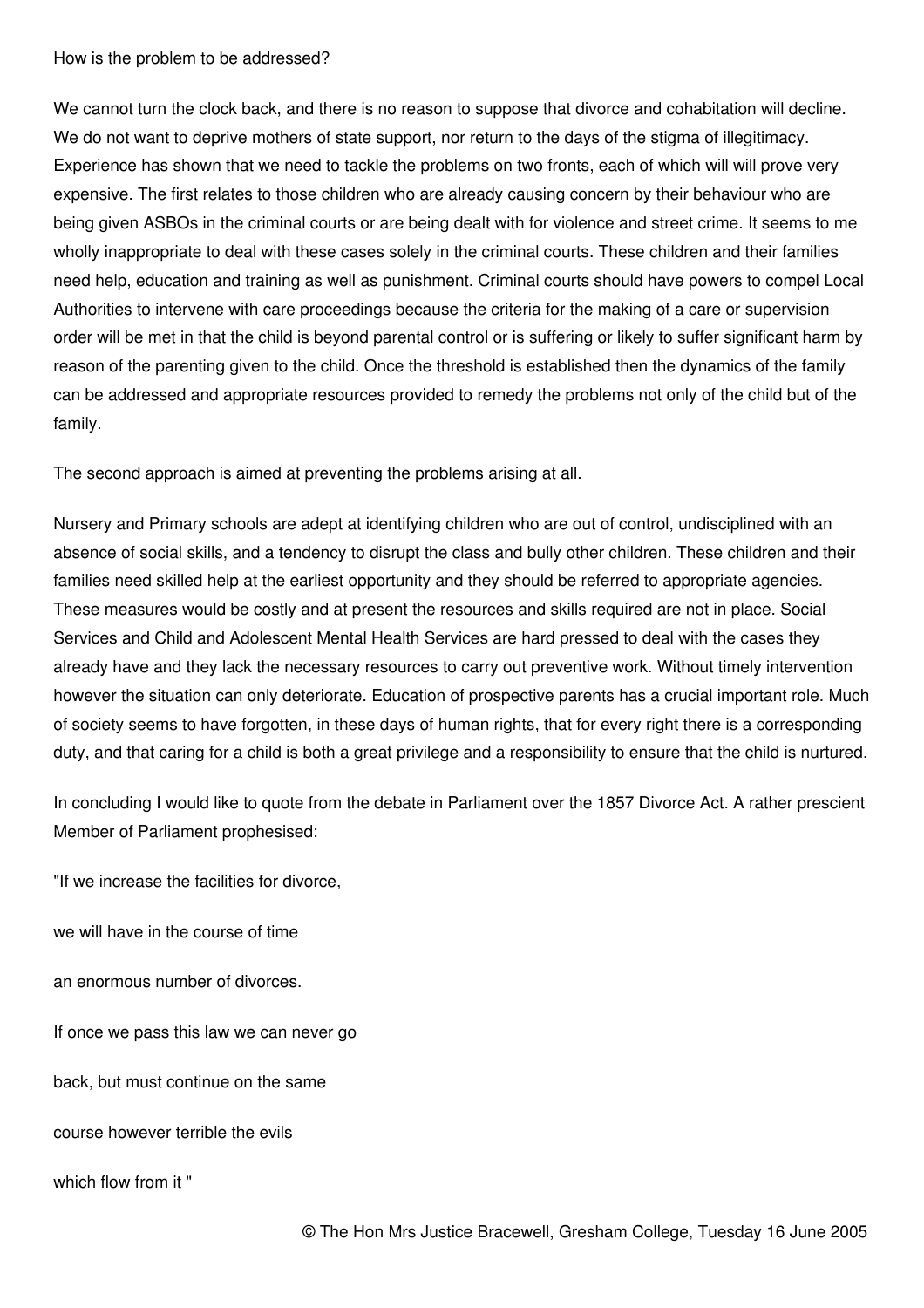How is the problem to be addressed?

We cannot turn the clock back, and there is no reason to suppose that divorce and cohabitation will decline. We do not want to deprive mothers of state support, nor return to the days of the stigma of illegitimacy. Experience has shown that we need to tackle the problems on two fronts, each of which will will prove very expensive. The first relates to those children who are already causing concern by their behaviour who are being given ASBOs in the criminal courts or are being dealt with for violence and street crime. It seems to me wholly inappropriate to deal with these cases solely in the criminal courts. These children and their families need help, education and training as well as punishment. Criminal courts should have powers to compel Local Authorities to intervene with care proceedings because the criteria for the making of a care or supervision order will be met in that the child is beyond parental control or is suffering or likely to suffer significant harm by reason of the parenting given to the child. Once the threshold is established then the dynamics of the family can be addressed and appropriate resources provided to remedy the problems not only of the child but of the family.

The second approach is aimed at preventing the problems arising at all.

Nursery and Primary schools are adept at identifying children who are out of control, undisciplined with an absence of social skills, and a tendency to disrupt the class and bully other children. These children and their families need skilled help at the earliest opportunity and they should be referred to appropriate agencies. These measures would be costly and at present the resources and skills required are not in place. Social Services and Child and Adolescent Mental Health Services are hard pressed to deal with the cases they already have and they lack the necessary resources to carry out preventive work. Without timely intervention however the situation can only deteriorate. Education of prospective parents has a crucial important role. Much of society seems to have forgotten, in these days of human rights, that for every right there is a corresponding duty, and that caring for a child is both a great privilege and a responsibility to ensure that the child is nurtured.

In concluding I would like to quote from the debate in Parliament over the 1857 Divorce Act. A rather prescient Member of Parliament prophesised:

"If we increase the facilities for divorce,

we will have in the course of time

an enormous number of divorces.

If once we pass this law we can never go

back, but must continue on the same

course however terrible the evils

which flow from it "

© The Hon Mrs Justice Bracewell, Gresham College, Tuesday 16 June 2005